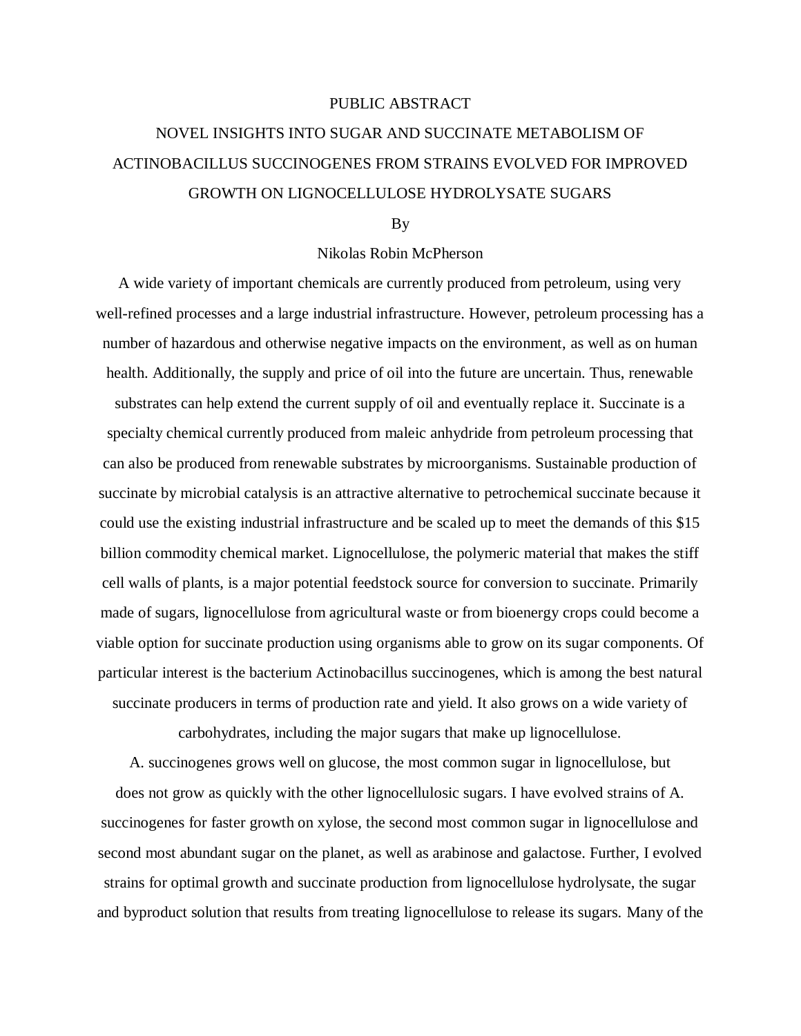# PUBLIC ABSTRACT

## NOVEL INSIGHTS INTO SUGAR AND SUCCINATE METABOLISM OF ACTINOBACILLUS SUCCINOGENES FROM STRAINS EVOLVED FOR IMPROVED GROWTH ON LIGNOCELLULOSE HYDROLYSATE SUGARS

By

Nikolas Robin McPherson

A wide variety of important chemicals are currently produced from petroleum, using very well-refined processes and a large industrial infrastructure. However, petroleum processing has a number of hazardous and otherwise negative impacts on the environment, as well as on human health. Additionally, the supply and price of oil into the future are uncertain. Thus, renewable substrates can help extend the current supply of oil and eventually replace it. Succinate is a specialty chemical currently produced from maleic anhydride from petroleum processing that can also be produced from renewable substrates by microorganisms. Sustainable production of succinate by microbial catalysis is an attractive alternative to petrochemical succinate because it could use the existing industrial infrastructure and be scaled up to meet the demands of this $15 billion commodity chemical market. Lignocellulose, the polymeric material that makes the stiff cell walls of plants, is a major potential feedstock source for conversion to succinate. Primarily made of sugars, lignocellulose from agricultural waste or from bioenergy crops could become a viable option for succinate production using organisms able to grow on its sugar components. Of particular interest is the bacterium Actinobacillus succinogenes, which is among the best natural succinate producers in terms of production rate and yield. It also grows on a wide variety of carbohydrates, including the major sugars that make up lignocellulose.

A. succinogenes grows well on glucose, the most common sugar in lignocellulose, but does not grow as quickly with the other lignocellulosic sugars. I have evolved strains of A. succinogenes for faster growth on xylose, the second most common sugar in lignocellulose and second most abundant sugar on the planet, as well as arabinose and galactose. Further, I evolved strains for optimal growth and succinate production from lignocellulose hydrolysate, the sugar and byproduct solution that results from treating lignocellulose to release its sugars. Many of the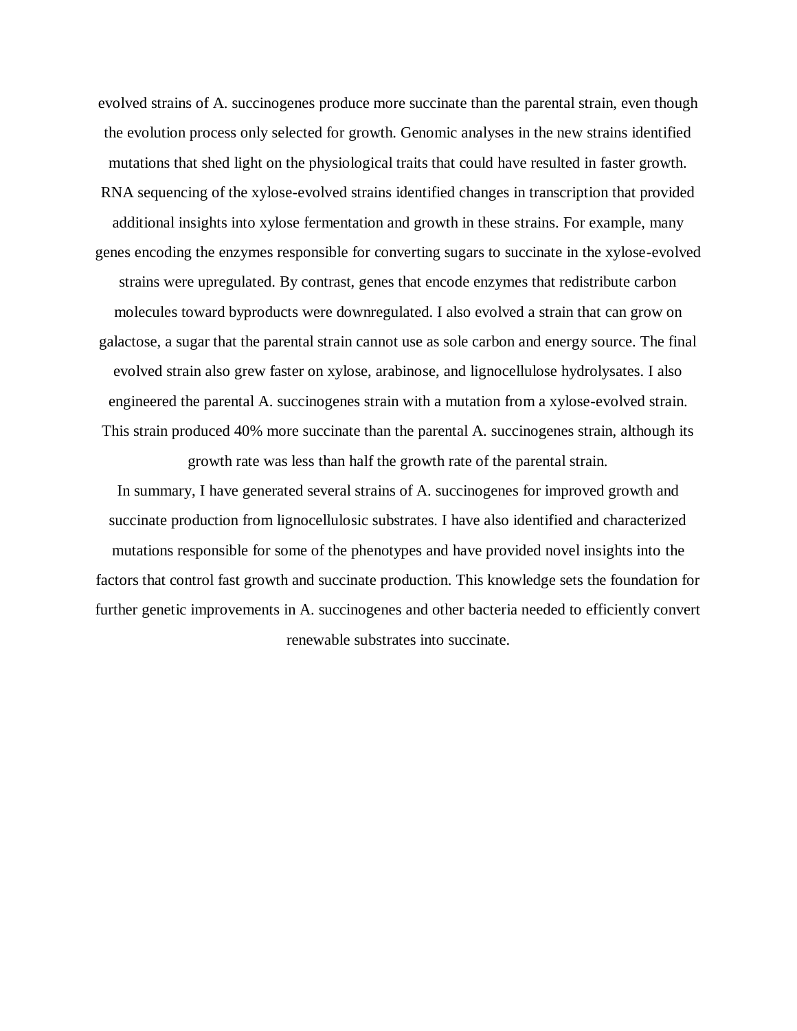evolved strains of A. succinogenes produce more succinate than the parental strain, even though the evolution process only selected for growth. Genomic analyses in the new strains identified mutations that shed light on the physiological traits that could have resulted in faster growth. RNA sequencing of the xylose-evolved strains identified changes in transcription that provided additional insights into xylose fermentation and growth in these strains. For example, many genes encoding the enzymes responsible for converting sugars to succinate in the xylose-evolved strains were upregulated. By contrast, genes that encode enzymes that redistribute carbon molecules toward byproducts were downregulated. I also evolved a strain that can grow on galactose, a sugar that the parental strain cannot use as sole carbon and energy source. The final evolved strain also grew faster on xylose, arabinose, and lignocellulose hydrolysates. I also engineered the parental A. succinogenes strain with a mutation from a xylose-evolved strain. This strain produced 40% more succinate than the parental A. succinogenes strain, although its growth rate was less than half the growth rate of the parental strain.

In summary, I have generated several strains of A. succinogenes for improved growth and succinate production from lignocellulosic substrates. I have also identified and characterized mutations responsible for some of the phenotypes and have provided novel insights into the factors that control fast growth and succinate production. This knowledge sets the foundation for further genetic improvements in A. succinogenes and other bacteria needed to efficiently convert renewable substrates into succinate.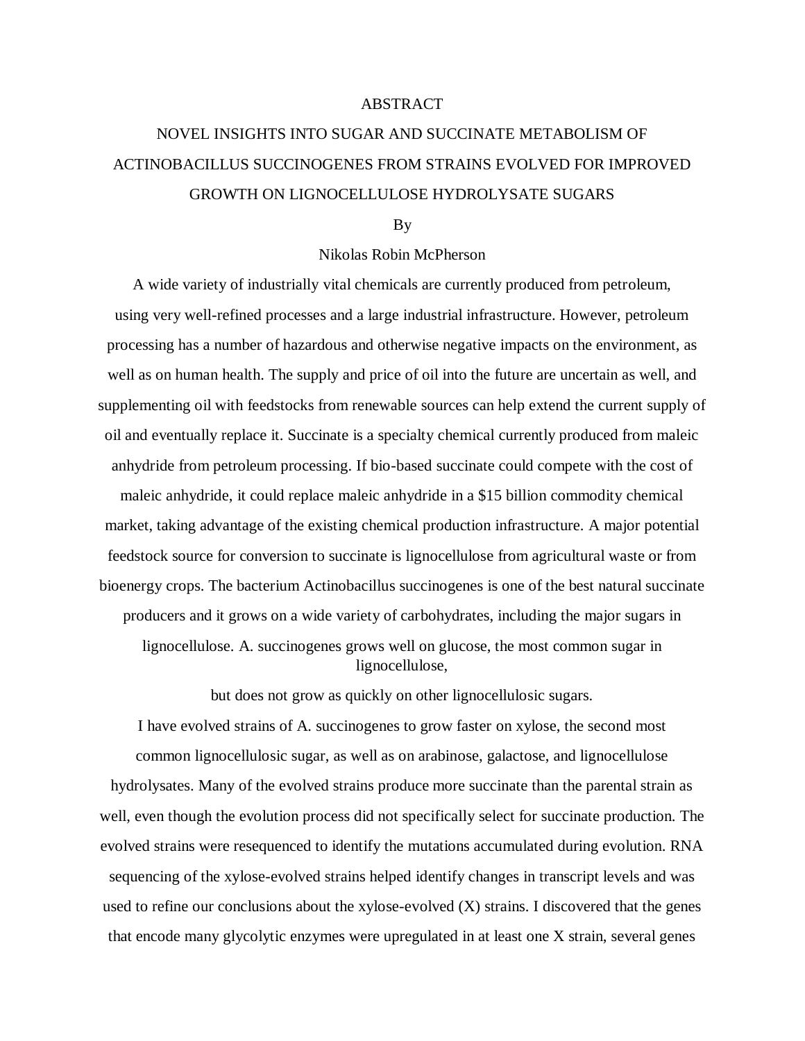# ABSTRACT

## NOVEL INSIGHTS INTO SUGAR AND SUCCINATE METABOLISM OF ACTINOBACILLUS SUCCINOGENES FROM STRAINS EVOLVED FOR IMPROVED GROWTH ON LIGNOCELLULOSE HYDROLYSATE SUGARS

By

Nikolas Robin McPherson

A wide variety of industrially vital chemicals are currently produced from petroleum, using very well-refined processes and a large industrial infrastructure. However, petroleum processing has a number of hazardous and otherwise negative impacts on the environment, as well as on human health. The supply and price of oil into the future are uncertain as well, and supplementing oil with feedstocks from renewable sources can help extend the current supply of oil and eventually replace it. Succinate is a specialty chemical currently produced from maleic anhydride from petroleum processing. If bio-based succinate could compete with the cost of maleic anhydride, it could replace maleic anhydride in a $15 billion commodity chemical market, taking advantage of the existing chemical production infrastructure. A major potential feedstock source for conversion to succinate is lignocellulose from agricultural waste or from bioenergy crops. The bacterium Actinobacillus succinogenes is one of the best natural succinate producers and it grows on a wide variety of carbohydrates, including the major sugars in lignocellulose. A. succinogenes grows well on glucose, the most common sugar in lignocellulose, but does not grow as quickly on other lignocellulosic sugars.

I have evolved strains of A. succinogenes to grow faster on xylose, the second most common lignocellulosic sugar, as well as on arabinose, galactose, and lignocellulose hydrolysates. Many of the evolved strains produce more succinate than the parental strain as well, even though the evolution process did not specifically select for succinate production. The evolved strains were resequenced to identify the mutations accumulated during evolution. RNA sequencing of the xylose-evolved strains helped identify changes in transcript levels and was used to refine our conclusions about the xylose-evolved (X) strains. I discovered that the genes that encode many glycolytic enzymes were upregulated in at least one X strain, several genes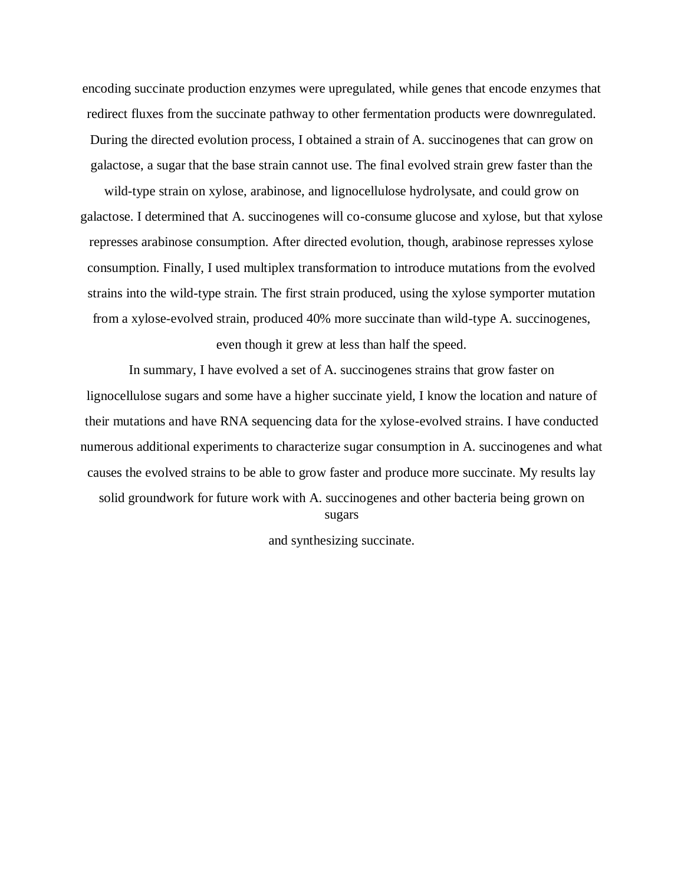encoding succinate production enzymes were upregulated, while genes that encode enzymes that redirect fluxes from the succinate pathway to other fermentation products were downregulated. During the directed evolution process, I obtained a strain of A. succinogenes that can grow on galactose, a sugar that the base strain cannot use. The final evolved strain grew faster than the wild-type strain on xylose, arabinose, and lignocellulose hydrolysate, and could grow on galactose. I determined that A. succinogenes will co-consume glucose and xylose, but that xylose represses arabinose consumption. After directed evolution, though, arabinose represses xylose consumption. Finally, I used multiplex transformation to introduce mutations from the evolved strains into the wild-type strain. The first strain produced, using the xylose symporter mutation from a xylose-evolved strain, produced 40% more succinate than wild-type A. succinogenes, even though it grew at less than half the speed.

In summary, I have evolved a set of A. succinogenes strains that grow faster on lignocellulose sugars and some have a higher succinate yield, I know the location and nature of their mutations and have RNA sequencing data for the xylose-evolved strains. I have conducted numerous additional experiments to characterize sugar consumption in A. succinogenes and what causes the evolved strains to be able to grow faster and produce more succinate. My results lay solid groundwork for future work with A. succinogenes and other bacteria being grown on sugars and synthesizing succinate.